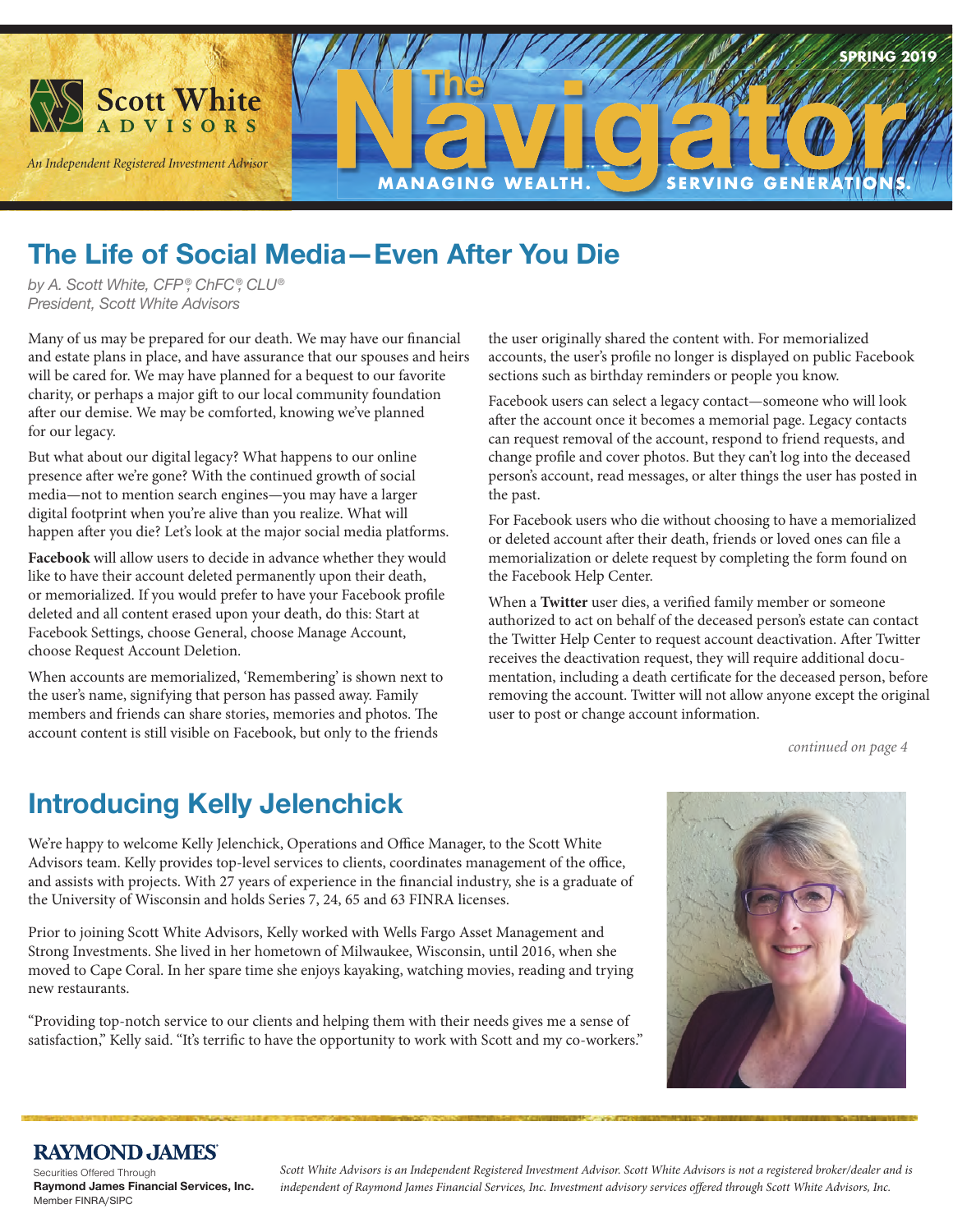Scott White ADVISORS

*An Independent Registered Investment Advisor*

SPRING 2019

# The Navigator

MANAGING WEALTH. SERVING GENERATIONS.

## The Life of Social Media—Even After You Die

*by A. Scott White, CFP®, ChFC®, CLU®*
*President, Scott White Advisors*

Many of us may be prepared for our death. We may have our financial and estate plans in place, and have assurance that our spouses and heirs will be cared for. We may have planned for a bequest to our favorite charity, or perhaps a major gift to our local community foundation after our demise. We may be comforted, knowing we've planned for our legacy.

But what about our digital legacy? What happens to our online presence after we're gone? With the continued growth of social media—not to mention search engines—you may have a larger digital footprint when you're alive than you realize. What will happen after you die? Let's look at the major social media platforms.

**Facebook** will allow users to decide in advance whether they would like to have their account deleted permanently upon their death, or memorialized. If you would prefer to have your Facebook profile deleted and all content erased upon your death, do this: Start at Facebook Settings, choose General, choose Manage Account, choose Request Account Deletion.

When accounts are memorialized, 'Remembering' is shown next to the user's name, signifying that person has passed away. Family members and friends can share stories, memories and photos. The account content is still visible on Facebook, but only to the friends the user originally shared the content with. For memorialized accounts, the user's profile no longer is displayed on public Facebook sections such as birthday reminders or people you know.

Facebook users can select a legacy contact—someone who will look after the account once it becomes a memorial page. Legacy contacts can request removal of the account, respond to friend requests, and change profile and cover photos. But they can't log into the deceased person's account, read messages, or alter things the user has posted in the past.

For Facebook users who die without choosing to have a memorialized or deleted account after their death, friends or loved ones can file a memorialization or delete request by completing the form found on the Facebook Help Center.

When a **Twitter** user dies, a verified family member or someone authorized to act on behalf of the deceased person's estate can contact the Twitter Help Center to request account deactivation. After Twitter receives the deactivation request, they will require additional documentation, including a death certificate for the deceased person, before removing the account. Twitter will not allow anyone except the original user to post or change account information.

*continued on page 4*

## Introducing Kelly Jelenchick

We're happy to welcome Kelly Jelenchick, Operations and Office Manager, to the Scott White Advisors team. Kelly provides top-level services to clients, coordinates management of the office, and assists with projects. With 27 years of experience in the financial industry, she is a graduate of the University of Wisconsin and holds Series 7, 24, 65 and 63 FINRA licenses.

Prior to joining Scott White Advisors, Kelly worked with Wells Fargo Asset Management and Strong Investments. She lived in her hometown of Milwaukee, Wisconsin, until 2016, when she moved to Cape Coral. In her spare time she enjoys kayaking, watching movies, reading and trying new restaurants.

"Providing top-notch service to our clients and helping them with their needs gives me a sense of satisfaction," Kelly said. "It's terrific to have the opportunity to work with Scott and my co-workers."

RAYMOND JAMES®
Securities Offered Through
**Raymond James Financial Services, Inc.**
Member FINRA/SIPC

*Scott White Advisors is an Independent Registered Investment Advisor. Scott White Advisors is not a registered broker/dealer and is independent of Raymond James Financial Services, Inc. Investment advisory services offered through Scott White Advisors, Inc.*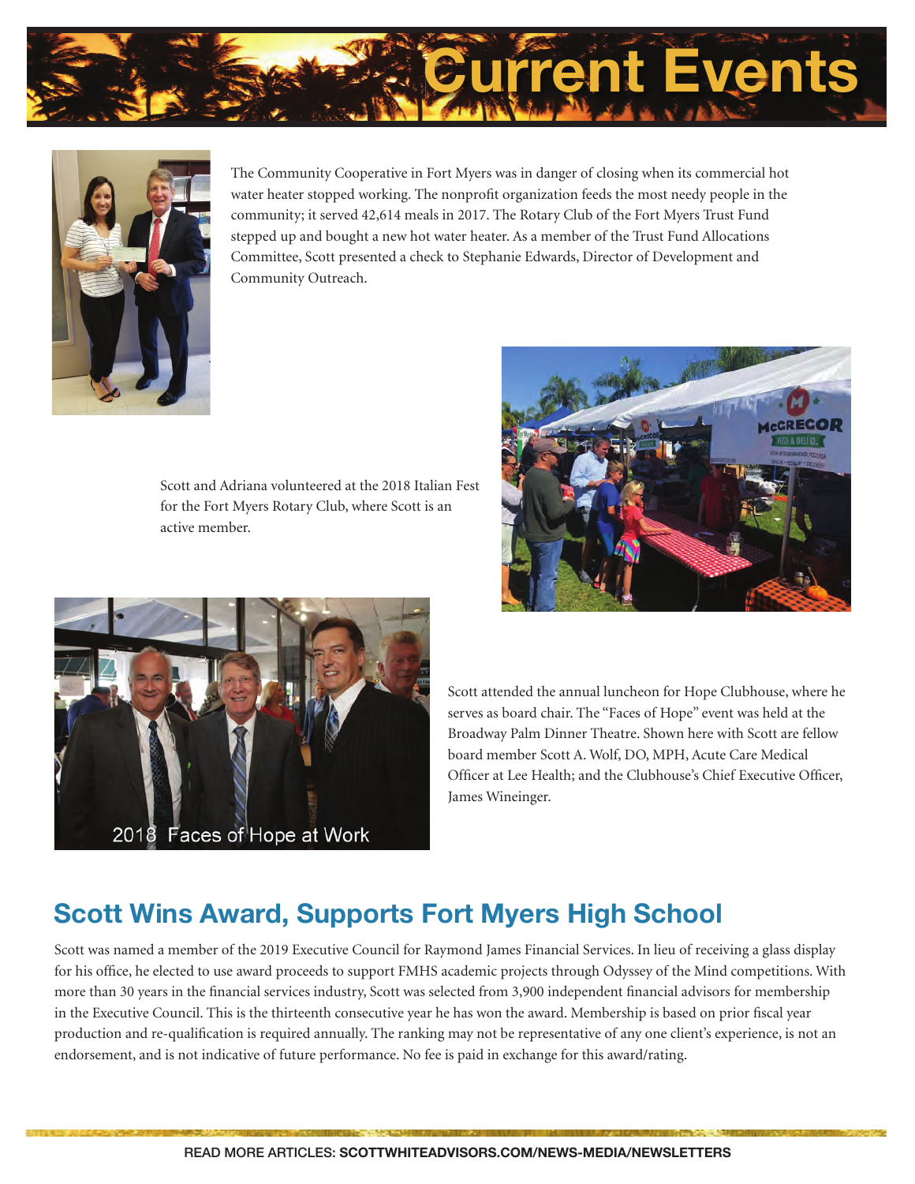# Current Events

The Community Cooperative in Fort Myers was in danger of closing when its commercial hot water heater stopped working. The nonprofit organization feeds the most needy people in the community; it served 42,614 meals in 2017. The Rotary Club of the Fort Myers Trust Fund stepped up and bought a new hot water heater. As a member of the Trust Fund Allocations Committee, Scott presented a check to Stephanie Edwards, Director of Development and Community Outreach.

Scott and Adriana volunteered at the 2018 Italian Fest for the Fort Myers Rotary Club, where Scott is an active member.

2018 Faces of Hope at Work

Scott attended the annual luncheon for Hope Clubhouse, where he serves as board chair. The "Faces of Hope" event was held at the Broadway Palm Dinner Theatre. Shown here with Scott are fellow board member Scott A. Wolf, DO, MPH, Acute Care Medical Officer at Lee Health; and the Clubhouse's Chief Executive Officer, James Wineinger.

## Scott Wins Award, Supports Fort Myers High School

Scott was named a member of the 2019 Executive Council for Raymond James Financial Services. In lieu of receiving a glass display for his office, he elected to use award proceeds to support FMHS academic projects through Odyssey of the Mind competitions. With more than 30 years in the financial services industry, Scott was selected from 3,900 independent financial advisors for membership in the Executive Council. This is the thirteenth consecutive year he has won the award. Membership is based on prior fiscal year production and re-qualification is required annually. The ranking may not be representative of any one client's experience, is not an endorsement, and is not indicative of future performance. No fee is paid in exchange for this award/rating.

READ MORE ARTICLES: **SCOTTWHITEADVISORS.COM/NEWS-MEDIA/NEWSLETTERS**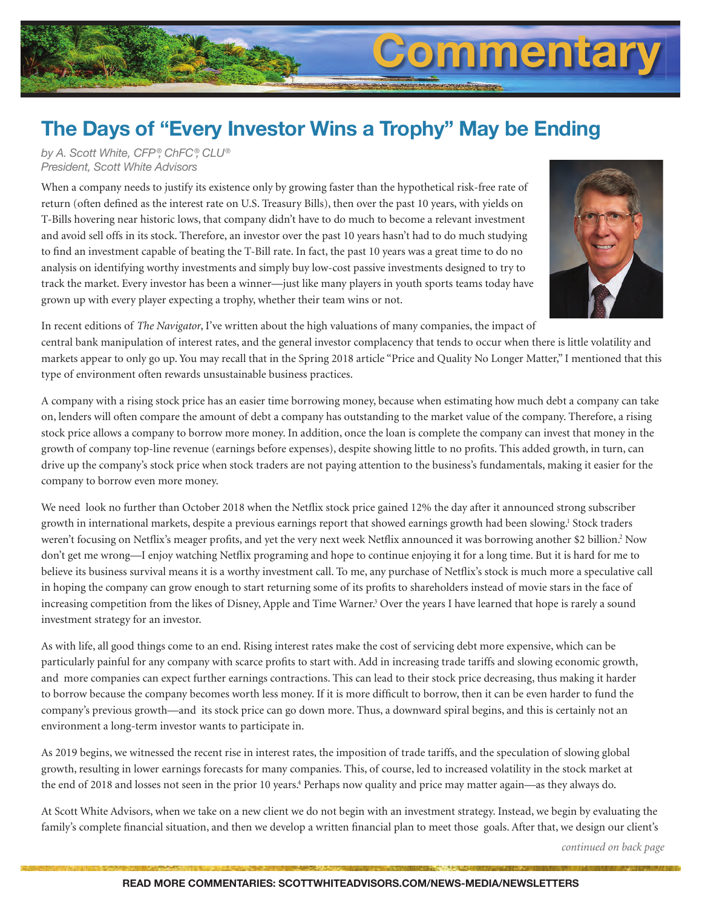# Commentary

## The Days of "Every Investor Wins a Trophy" May be Ending

*by A. Scott White, CFP®, ChFC®, CLU®*
*President, Scott White Advisors*

When a company needs to justify its existence only by growing faster than the hypothetical risk-free rate of return (often defined as the interest rate on U.S. Treasury Bills), then over the past 10 years, with yields on T-Bills hovering near historic lows, that company didn't have to do much to become a relevant investment and avoid sell offs in its stock. Therefore, an investor over the past 10 years hasn't had to do much studying to find an investment capable of beating the T-Bill rate. In fact, the past 10 years was a great time to do no analysis on identifying worthy investments and simply buy low-cost passive investments designed to try to track the market. Every investor has been a winner—just like many players in youth sports teams today have grown up with every player expecting a trophy, whether their team wins or not.

In recent editions of *The Navigator*, I've written about the high valuations of many companies, the impact of central bank manipulation of interest rates, and the general investor complacency that tends to occur when there is little volatility and markets appear to only go up. You may recall that in the Spring 2018 article "Price and Quality No Longer Matter," I mentioned that this type of environment often rewards unsustainable business practices.

A company with a rising stock price has an easier time borrowing money, because when estimating how much debt a company can take on, lenders will often compare the amount of debt a company has outstanding to the market value of the company. Therefore, a rising stock price allows a company to borrow more money. In addition, once the loan is complete the company can invest that money in the growth of company top-line revenue (earnings before expenses), despite showing little to no profits. This added growth, in turn, can drive up the company's stock price when stock traders are not paying attention to the business's fundamentals, making it easier for the company to borrow even more money.

We need look no further than October 2018 when the Netflix stock price gained 12% the day after it announced strong subscriber growth in international markets, despite a previous earnings report that showed earnings growth had been slowing.[1] Stock traders weren't focusing on Netflix's meager profits, and yet the very next week Netflix announced it was borrowing another $2 billion.[2] Now don't get me wrong—I enjoy watching Netflix programing and hope to continue enjoying it for a long time. But it is hard for me to believe its business survival means it is a worthy investment call. To me, any purchase of Netflix's stock is much more a speculative call in hoping the company can grow enough to start returning some of its profits to shareholders instead of movie stars in the face of increasing competition from the likes of Disney, Apple and Time Warner.[3] Over the years I have learned that hope is rarely a sound investment strategy for an investor.

As with life, all good things come to an end. Rising interest rates make the cost of servicing debt more expensive, which can be particularly painful for any company with scarce profits to start with. Add in increasing trade tariffs and slowing economic growth, and more companies can expect further earnings contractions. This can lead to their stock price decreasing, thus making it harder to borrow because the company becomes worth less money. If it is more difficult to borrow, then it can be even harder to fund the company's previous growth—and its stock price can go down more. Thus, a downward spiral begins, and this is certainly not an environment a long-term investor wants to participate in.

As 2019 begins, we witnessed the recent rise in interest rates, the imposition of trade tariffs, and the speculation of slowing global growth, resulting in lower earnings forecasts for many companies. This, of course, led to increased volatility in the stock market at the end of 2018 and losses not seen in the prior 10 years.[4] Perhaps now quality and price may matter again—as they always do.

At Scott White Advisors, when we take on a new client we do not begin with an investment strategy. Instead, we begin by evaluating the family's complete financial situation, and then we develop a written financial plan to meet those goals. After that, we design our client's

*continued on back page*

**READ MORE COMMENTARIES: SCOTTWHITEADVISORS.COM/NEWS-MEDIA/NEWSLETTERS**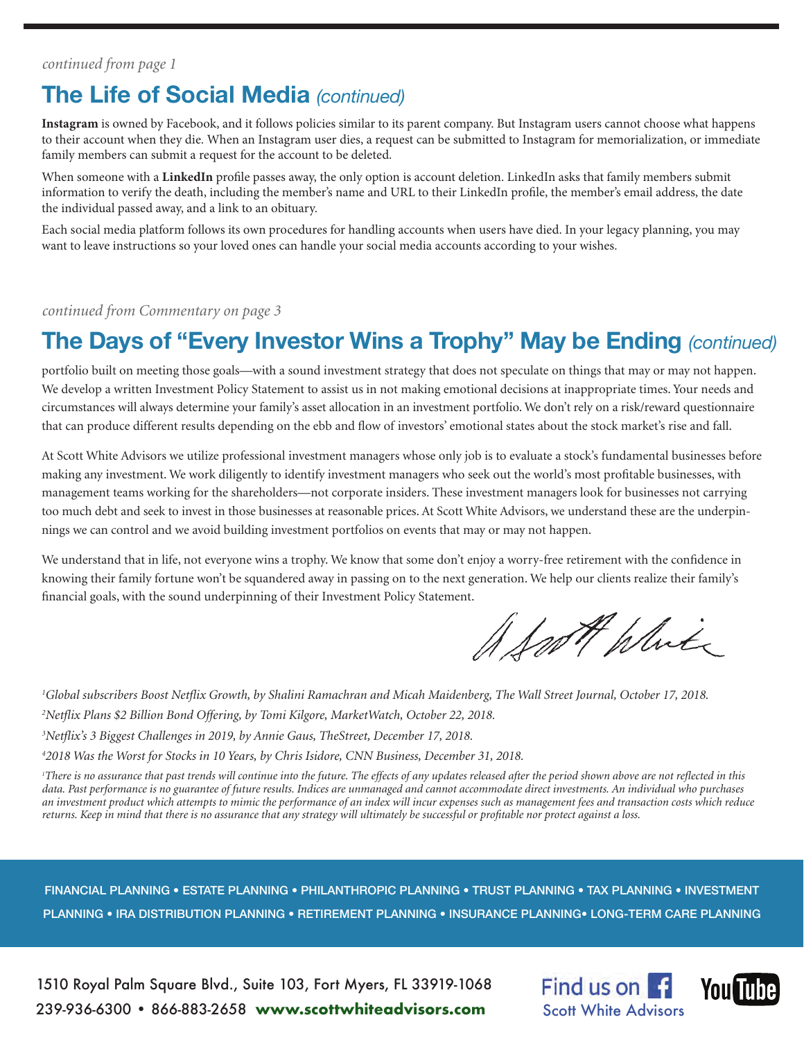*continued from page 1*

## The Life of Social Media *(continued)*

**Instagram** is owned by Facebook, and it follows policies similar to its parent company. But Instagram users cannot choose what happens to their account when they die. When an Instagram user dies, a request can be submitted to Instagram for memorialization, or immediate family members can submit a request for the account to be deleted.

When someone with a **LinkedIn** profile passes away, the only option is account deletion. LinkedIn asks that family members submit information to verify the death, including the member's name and URL to their LinkedIn profile, the member's email address, the date the individual passed away, and a link to an obituary.

Each social media platform follows its own procedures for handling accounts when users have died. In your legacy planning, you may want to leave instructions so your loved ones can handle your social media accounts according to your wishes.

*continued from Commentary on page 3*

## The Days of "Every Investor Wins a Trophy" May be Ending *(continued)*

portfolio built on meeting those goals—with a sound investment strategy that does not speculate on things that may or may not happen. We develop a written Investment Policy Statement to assist us in not making emotional decisions at inappropriate times. Your needs and circumstances will always determine your family's asset allocation in an investment portfolio. We don't rely on a risk/reward questionnaire that can produce different results depending on the ebb and flow of investors' emotional states about the stock market's rise and fall.

At Scott White Advisors we utilize professional investment managers whose only job is to evaluate a stock's fundamental businesses before making any investment. We work diligently to identify investment managers who seek out the world's most profitable businesses, with management teams working for the shareholders—not corporate insiders. These investment managers look for businesses not carrying too much debt and seek to invest in those businesses at reasonable prices. At Scott White Advisors, we understand these are the underpinnings we can control and we avoid building investment portfolios on events that may or may not happen.

We understand that in life, not everyone wins a trophy. We know that some don't enjoy a worry-free retirement with the confidence in knowing their family fortune won't be squandered away in passing on to the next generation. We help our clients realize their family's financial goals, with the sound underpinning of their Investment Policy Statement.

[1] *Global subscribers Boost Netflix Growth, by Shalini Ramachran and Micah Maidenberg, The Wall Street Journal, October 17, 2018.*

[2] *Netflix Plans $2 Billion Bond Offering, by Tomi Kilgore, MarketWatch, October 22, 2018.*

[3] *Netflix's 3 Biggest Challenges in 2019, by Annie Gaus, TheStreet, December 17, 2018.*

[4] *2018 Was the Worst for Stocks in 10 Years, by Chris Isidore, CNN Business, December 31, 2018.*

[i] *There is no assurance that past trends will continue into the future. The effects of any updates released after the period shown above are not reflected in this data. Past performance is no guarantee of future results. Indices are unmanaged and cannot accommodate direct investments. An individual who purchases an investment product which attempts to mimic the performance of an index will incur expenses such as management fees and transaction costs which reduce returns. Keep in mind that there is no assurance that any strategy will ultimately be successful or profitable nor protect against a loss.*

FINANCIAL PLANNING • ESTATE PLANNING • PHILANTHROPIC PLANNING • TRUST PLANNING • TAX PLANNING • INVESTMENT PLANNING • IRA DISTRIBUTION PLANNING • RETIREMENT PLANNING • INSURANCE PLANNING• LONG-TERM CARE PLANNING

1510 Royal Palm Square Blvd., Suite 103, Fort Myers, FL 33919-1068
239-936-6300 • 866-883-2658 **www.scottwhiteadvisors.com**

Find us on Facebook — Scott White Advisors
YouTube